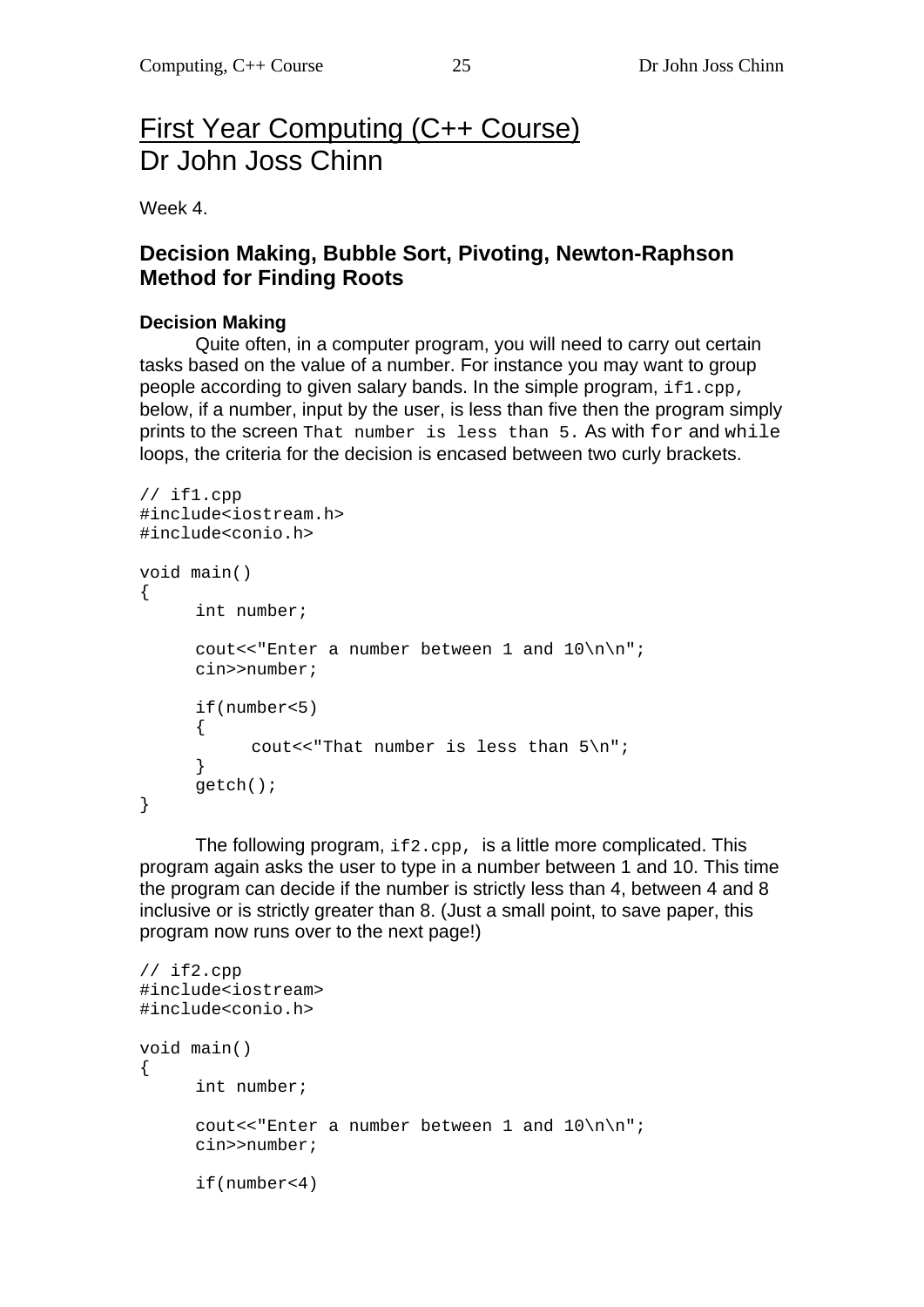# First Year Computing (C++ Course)
# Dr John Joss Chinn

Week 4.

## Decision Making, Bubble Sort, Pivoting, Newton-Raphson Method for Finding Roots

### Decision Making

Quite often, in a computer program, you will need to carry out certain tasks based on the value of a number. For instance you may want to group people according to given salary bands. In the simple program, `if1.cpp`, below, if a number, input by the user, is less than five then the program simply prints to the screen `That number is less than 5`. As with `for` and `while` loops, the criteria for the decision is encased between two curly brackets.

```
// if1.cpp
#include<iostream.h>
#include<conio.h>

void main()
{
      int number;

      cout<<"Enter a number between 1 and 10\n\n";
      cin>>number;

      if(number<5)
      {
            cout<<"That number is less than 5\n";
      }
      getch();
}
```

The following program, `if2.cpp`, is a little more complicated. This program again asks the user to type in a number between 1 and 10. This time the program can decide if the number is strictly less than 4, between 4 and 8 inclusive or is strictly greater than 8. (Just a small point, to save paper, this program now runs over to the next page!)

```
// if2.cpp
#include<iostream>
#include<conio.h>

void main()
{
      int number;

      cout<<"Enter a number between 1 and 10\n\n";
      cin>>number;

      if(number<4)
```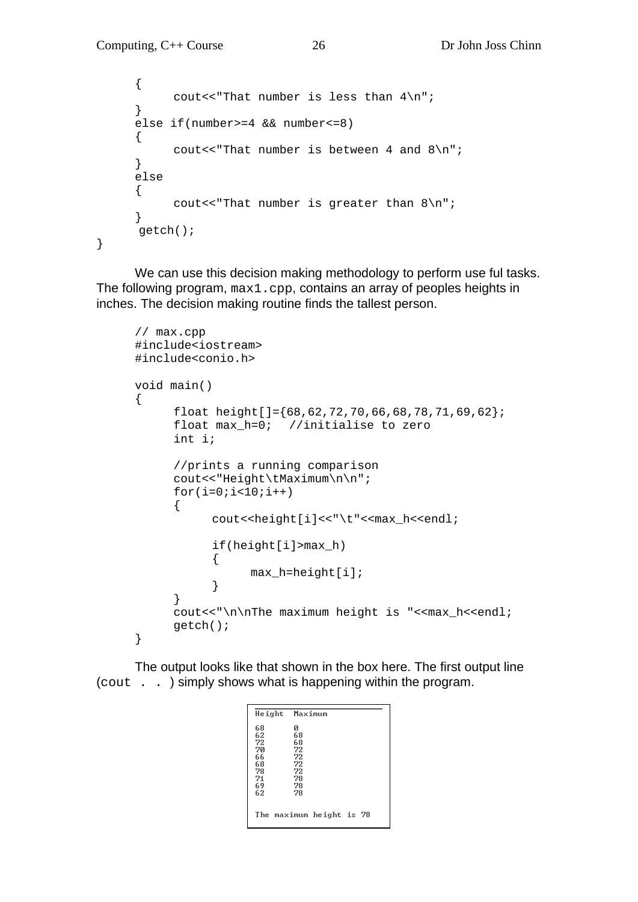```
    {
        cout<<"That number is less than 4\n";
    }
    else if(number>=4 && number<=8)
    {
        cout<<"That number is between 4 and 8\n";
    }
    else
    {
        cout<<"That number is greater than 8\n";
    }
    getch();
}
```

We can use this decision making methodology to perform use ful tasks. The following program, `max1.cpp`, contains an array of peoples heights in inches. The decision making routine finds the tallest person.

```
// max.cpp
#include<iostream>
#include<conio.h>

void main()
{
    float height[]={68,62,72,70,66,68,78,71,69,62};
    float max_h=0;  //initialise to zero
    int i;

    //prints a running comparison
    cout<<"Height\tMaximum\n\n";
    for(i=0;i<10;i++)
    {
        cout<<height[i]<<"\t"<<max_h<<endl;

        if(height[i]>max_h)
        {
            max_h=height[i];
        }
    }
    cout<<"\n\nThe maximum height is "<<max_h<<endl;
    getch();
}
```

The output looks like that shown in the box here. The first output line (`cout . .` ) simply shows what is happening within the program.

```
Height  Maximum

68      0
62      68
72      68
70      72
66      72
68      72
78      72
71      78
69      78
62      78


The maximum height is 78
```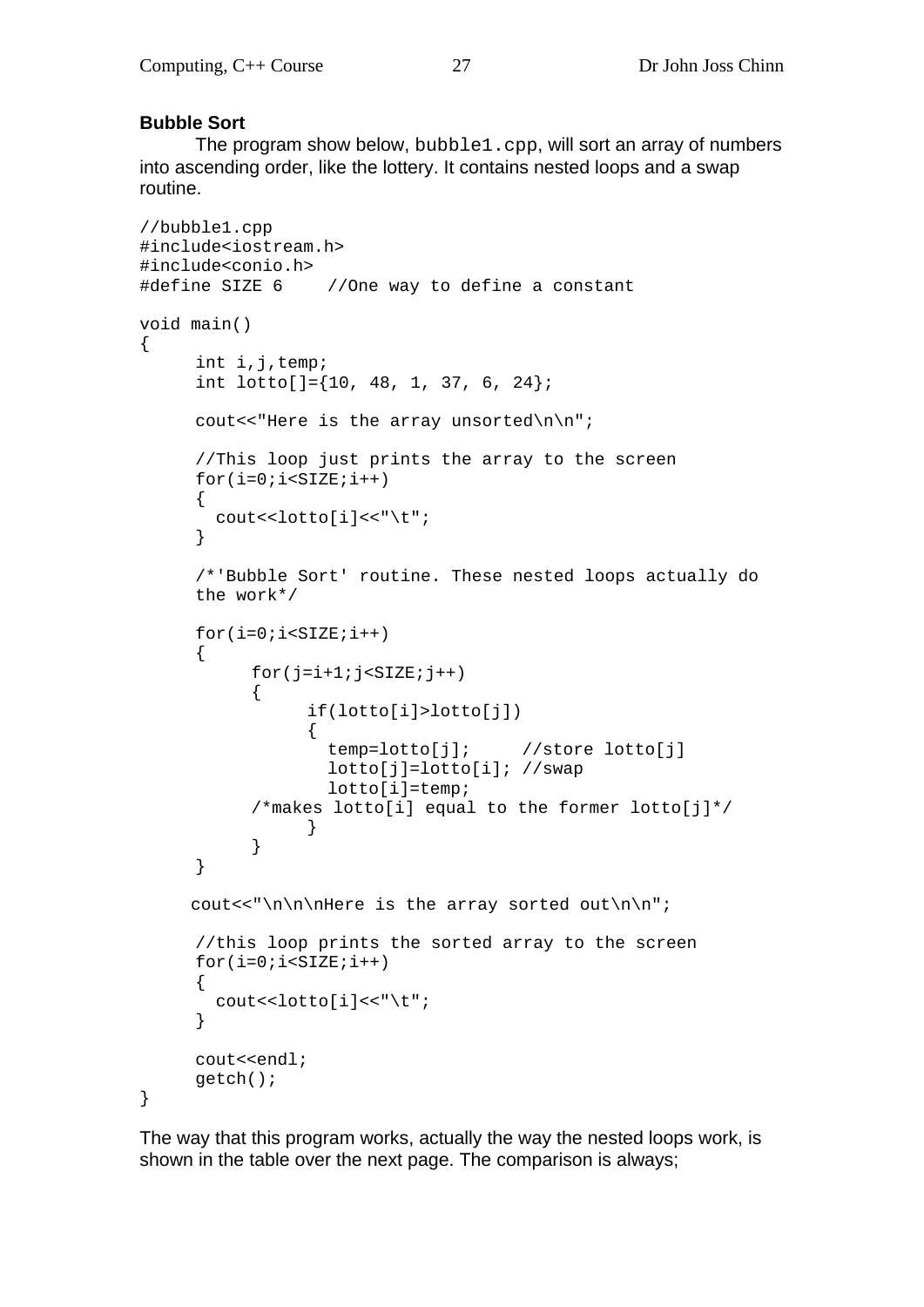**Bubble Sort**

The program show below, `bubble1.cpp`, will sort an array of numbers into ascending order, like the lottery. It contains nested loops and a swap routine.

```
//bubble1.cpp
#include<iostream.h>
#include<conio.h>
#define SIZE 6     //One way to define a constant

void main()
{
      int i,j,temp;
      int lotto[]={10, 48, 1, 37, 6, 24};

      cout<<"Here is the array unsorted\n\n";

      //This loop just prints the array to the screen
      for(i=0;i<SIZE;i++)
      {
        cout<<lotto[i]<<"\t";
      }

      /*'Bubble Sort' routine. These nested loops actually do
      the work*/

      for(i=0;i<SIZE;i++)
      {
            for(j=i+1;j<SIZE;j++)
            {
                  if(lotto[i]>lotto[j])
                  {
                    temp=lotto[j];     //store lotto[j]
                    lotto[j]=lotto[i]; //swap
                    lotto[i]=temp;
            /*makes lotto[i] equal to the former lotto[j]*/
                  }
            }
      }

     cout<<"\n\n\nHere is the array sorted out\n\n";

      //this loop prints the sorted array to the screen
      for(i=0;i<SIZE;i++)
      {
        cout<<lotto[i]<<"\t";
      }

      cout<<endl;
      getch();
}
```

The way that this program works, actually the way the nested loops work, is shown in the table over the next page. The comparison is always;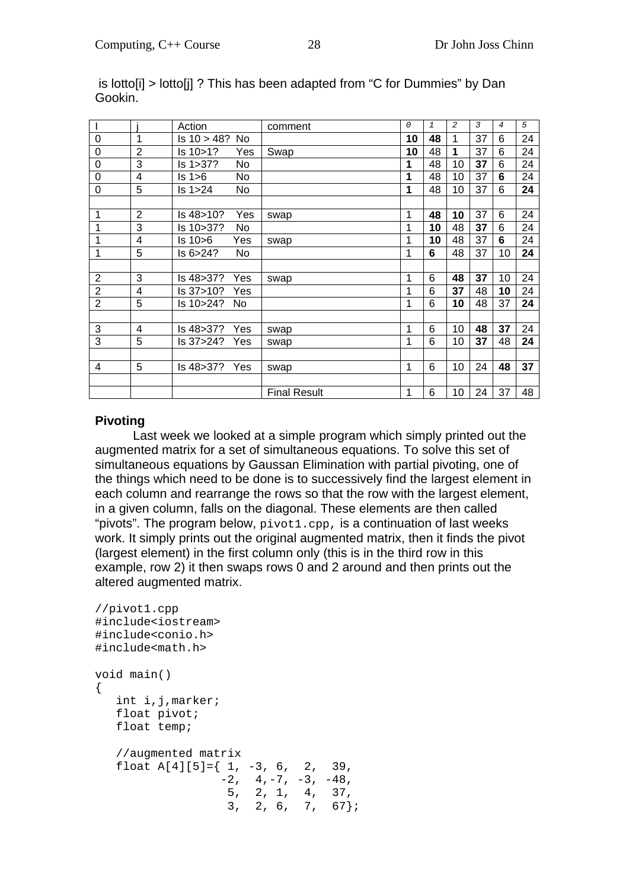is lotto[i] > lotto[j] ? This has been adapted from “C for Dummies” by Dan Gookin.

| I | j | Action | comment | *0* | *1* | *2* | *3* | *4* | *5* |
|---|---|---|---|---|---|---|---|---|---|
| 0 | 1 | Is 10 > 48? No | | **10** | **48** | 1 | 37 | 6 | 24 |
| 0 | 2 | Is 10>1? Yes | Swap | **10** | 48 | **1** | 37 | 6 | 24 |
| 0 | 3 | Is 1>37? No | | **1** | 48 | 10 | **37** | 6 | 24 |
| 0 | 4 | Is 1>6 No | | **1** | 48 | 10 | 37 | **6** | 24 |
| 0 | 5 | Is 1>24 No | | **1** | 48 | 10 | 37 | 6 | **24** |
| | | | | | | | | | |
| 1 | 2 | Is 48>10? Yes | swap | 1 | **48** | **10** | 37 | 6 | 24 |
| 1 | 3 | Is 10>37? No | | 1 | **10** | 48 | **37** | 6 | 24 |
| 1 | 4 | Is 10>6 Yes | swap | 1 | **10** | 48 | 37 | **6** | 24 |
| 1 | 5 | Is 6>24? No | | 1 | **6** | 48 | 37 | 10 | **24** |
| | | | | | | | | | |
| 2 | 3 | Is 48>37? Yes | swap | 1 | 6 | **48** | **37** | 10 | 24 |
| 2 | 4 | Is 37>10? Yes | | 1 | 6 | **37** | 48 | **10** | 24 |
| 2 | 5 | Is 10>24? No | | 1 | 6 | **10** | 48 | 37 | **24** |
| | | | | | | | | | |
| 3 | 4 | Is 48>37? Yes | swap | 1 | 6 | 10 | **48** | **37** | 24 |
| 3 | 5 | Is 37>24? Yes | swap | 1 | 6 | 10 | **37** | 48 | **24** |
| | | | | | | | | | |
| 4 | 5 | Is 48>37? Yes | swap | 1 | 6 | 10 | 24 | **48** | **37** |
| | | | | | | | | | |
| | | | Final Result | 1 | 6 | 10 | 24 | 37 | 48 |

### Pivoting

Last week we looked at a simple program which simply printed out the augmented matrix for a set of simultaneous equations. To solve this set of simultaneous equations by Gaussan Elimination with partial pivoting, one of the things which need to be done is to successively find the largest element in each column and rearrange the rows so that the row with the largest element, in a given column, falls on the diagonal. These elements are then called “pivots”. The program below, `pivot1.cpp,` is a continuation of last weeks work. It simply prints out the original augmented matrix, then it finds the pivot (largest element) in the first column only (this is in the third row in this example, row 2) it then swaps rows 0 and 2 around and then prints out the altered augmented matrix.

```
//pivot1.cpp
#include<iostream>
#include<conio.h>
#include<math.h>

void main()
{
   int i,j,marker;
   float pivot;
   float temp;

   //augmented matrix
   float A[4][5]={ 1, -3, 6,  2,  39,
                  -2,  4,-7, -3, -48,
                   5,  2, 1,  4,  37,
                   3,  2, 6,  7,  67};
```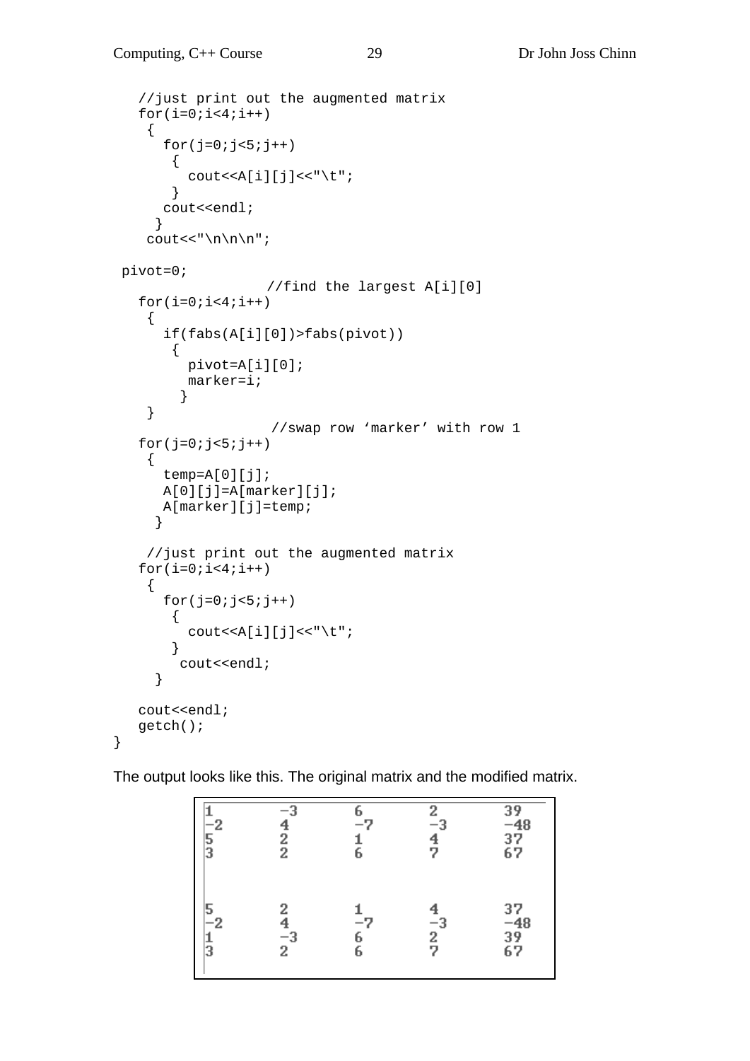```
    //just print out the augmented matrix
    for(i=0;i<4;i++)
     {
       for(j=0;j<5;j++)
        {
          cout<<A[i][j]<<"\t";
        }
       cout<<endl;
      }
     cout<<"\n\n\n";

  pivot=0;
                   //find the largest A[i][0]
    for(i=0;i<4;i++)
     {
       if(fabs(A[i][0])>fabs(pivot))
        {
          pivot=A[i][0];
          marker=i;
         }
     }
                    //swap row 'marker' with row 1
    for(j=0;j<5;j++)
     {
       temp=A[0][j];
       A[0][j]=A[marker][j];
       A[marker][j]=temp;
      }

     //just print out the augmented matrix
    for(i=0;i<4;i++)
     {
       for(j=0;j<5;j++)
        {
          cout<<A[i][j]<<"\t";
        }
         cout<<endl;
      }

    cout<<endl;
    getch();
}
```

The output looks like this. The original matrix and the modified matrix.

```
1       -3      6       2       39
-2      4       -7      -3      -48
5       2       1       4       37
3       2       6       7       67



5       2       1       4       37
-2      4       -7      -3      -48
1       -3      6       2       39
3       2       6       7       67
```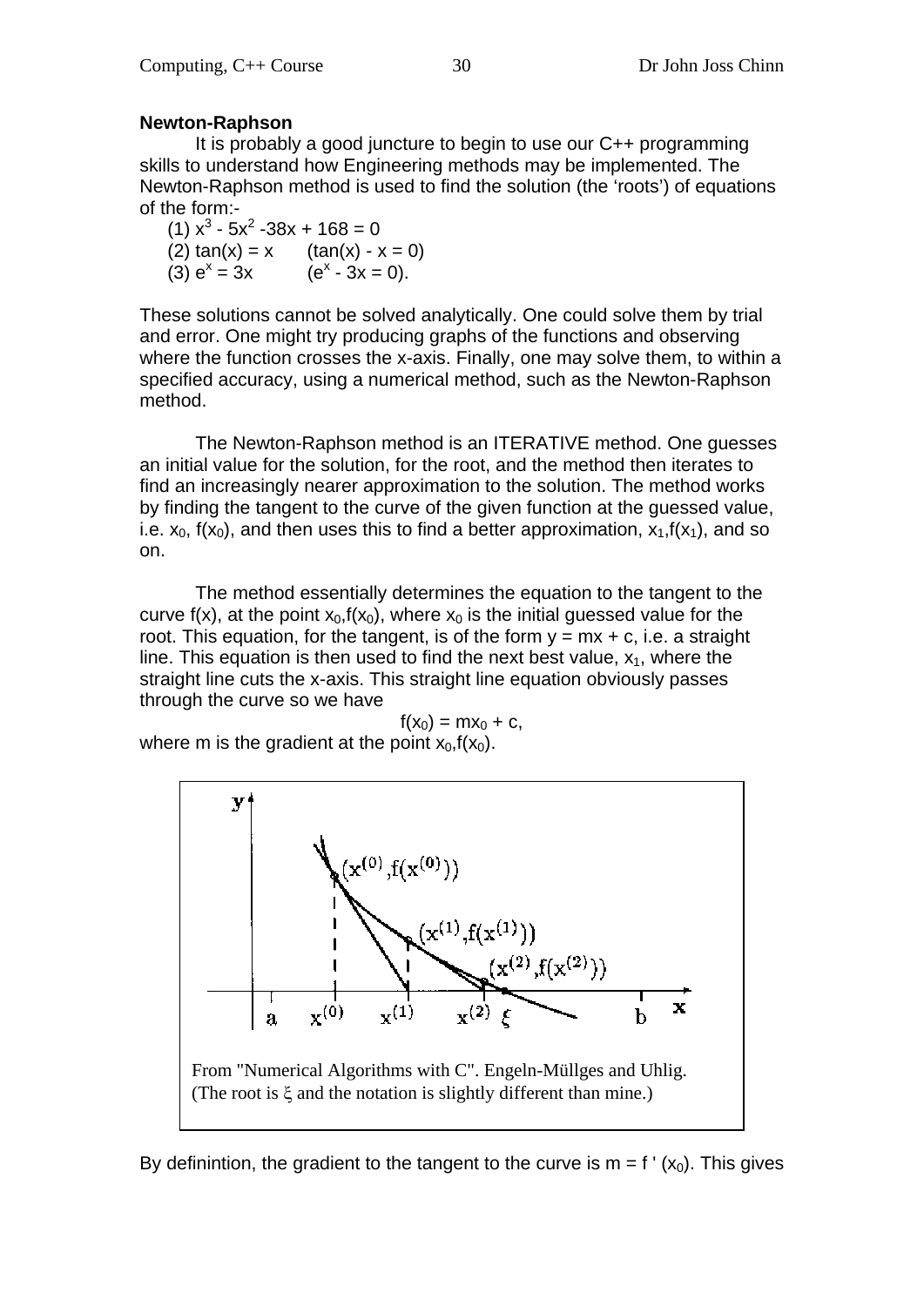**Newton-Raphson**

It is probably a good juncture to begin to use our C++ programming skills to understand how Engineering methods may be implemented. The Newton-Raphson method is used to find the solution (the 'roots') of equations of the form:-

(1) $x^3 - 5x^2 - 38x + 168 = 0$
(2) $\tan(x) = x$  $(\tan(x) - x = 0)$
(3) $e^x = 3x$  $(e^x - 3x = 0)$.

These solutions cannot be solved analytically. One could solve them by trial and error. One might try producing graphs of the functions and observing where the function crosses the x-axis. Finally, one may solve them, to within a specified accuracy, using a numerical method, such as the Newton-Raphson method.

The Newton-Raphson method is an ITERATIVE method. One guesses an initial value for the solution, for the root, and the method then iterates to find an increasingly nearer approximation to the solution. The method works by finding the tangent to the curve of the given function at the guessed value, i.e. $x_0$, $f(x_0)$, and then uses this to find a better approximation, $x_1, f(x_1)$, and so on.

The method essentially determines the equation to the tangent to the curve f(x), at the point $x_0, f(x_0)$, where $x_0$ is the initial guessed value for the root. This equation, for the tangent, is of the form $y = mx + c$, i.e. a straight line. This equation is then used to find the next best value, $x_1$, where the straight line cuts the x-axis. This straight line equation obviously passes through the curve so we have

$$f(x_0) = mx_0 + c,$$

where m is the gradient at the point $x_0, f(x_0)$.

From "Numerical Algorithms with C". Engeln-Müllges and Uhlig.
(The root is $\xi$ and the notation is slightly different than mine.)

By definintion, the gradient to the tangent to the curve is $m = f\,'(x_0)$. This gives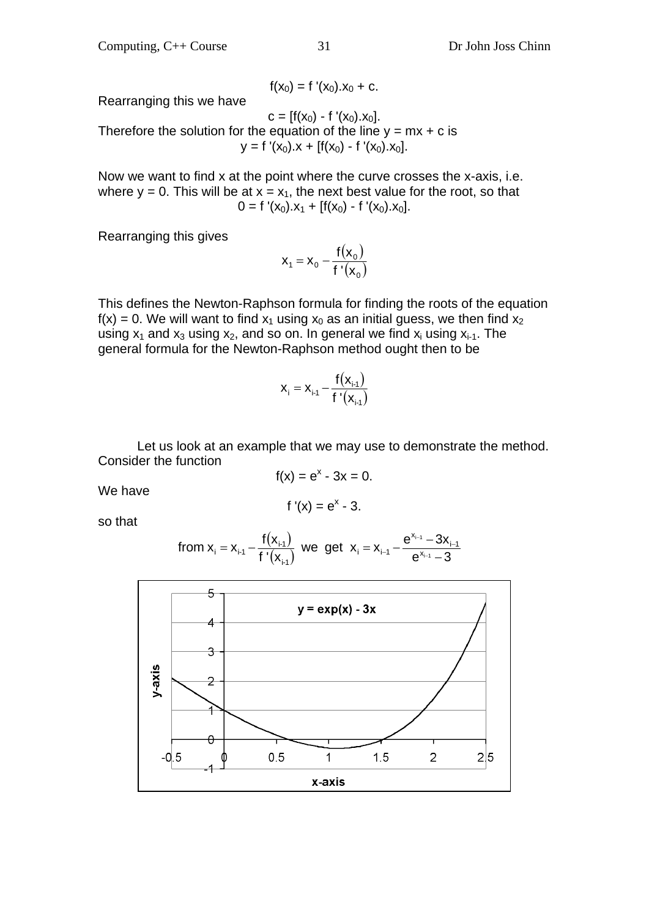$$f(x_0) = f'(x_0).x_0 + c.$$

Rearranging this we have

$$c = [f(x_0) - f'(x_0).x_0].$$

Therefore the solution for the equation of the line y = mx + c is

$$y = f'(x_0).x + [f(x_0) - f'(x_0).x_0].$$

Now we want to find x at the point where the curve crosses the x-axis, i.e. where y = 0. This will be at $x = x_1$, the next best value for the root, so that

$$0 = f'(x_0).x_1 + [f(x_0) - f'(x_0).x_0].$$

Rearranging this gives

$$x_1 = x_0 - \frac{f(x_0)}{f'(x_0)}$$

This defines the Newton-Raphson formula for finding the roots of the equation f(x) = 0. We will want to find $x_1$ using $x_0$ as an initial guess, we then find $x_2$ using $x_1$ and $x_3$ using $x_2$, and so on. In general we find $x_i$ using $x_{i-1}$. The general formula for the Newton-Raphson method ought then to be

$$x_i = x_{i-1} - \frac{f(x_{i-1})}{f'(x_{i-1})}$$

Let us look at an example that we may use to demonstrate the method. Consider the function

$$f(x) = e^x - 3x = 0.$$

We have

$$f'(x) = e^x - 3.$$

so that

$$\text{from } x_i = x_{i-1} - \frac{f(x_{i-1})}{f'(x_{i-1})} \text{ we get } x_i = x_{i-1} - \frac{e^{x_{i-1}} - 3x_{i-1}}{e^{x_{i-1}} - 3}$$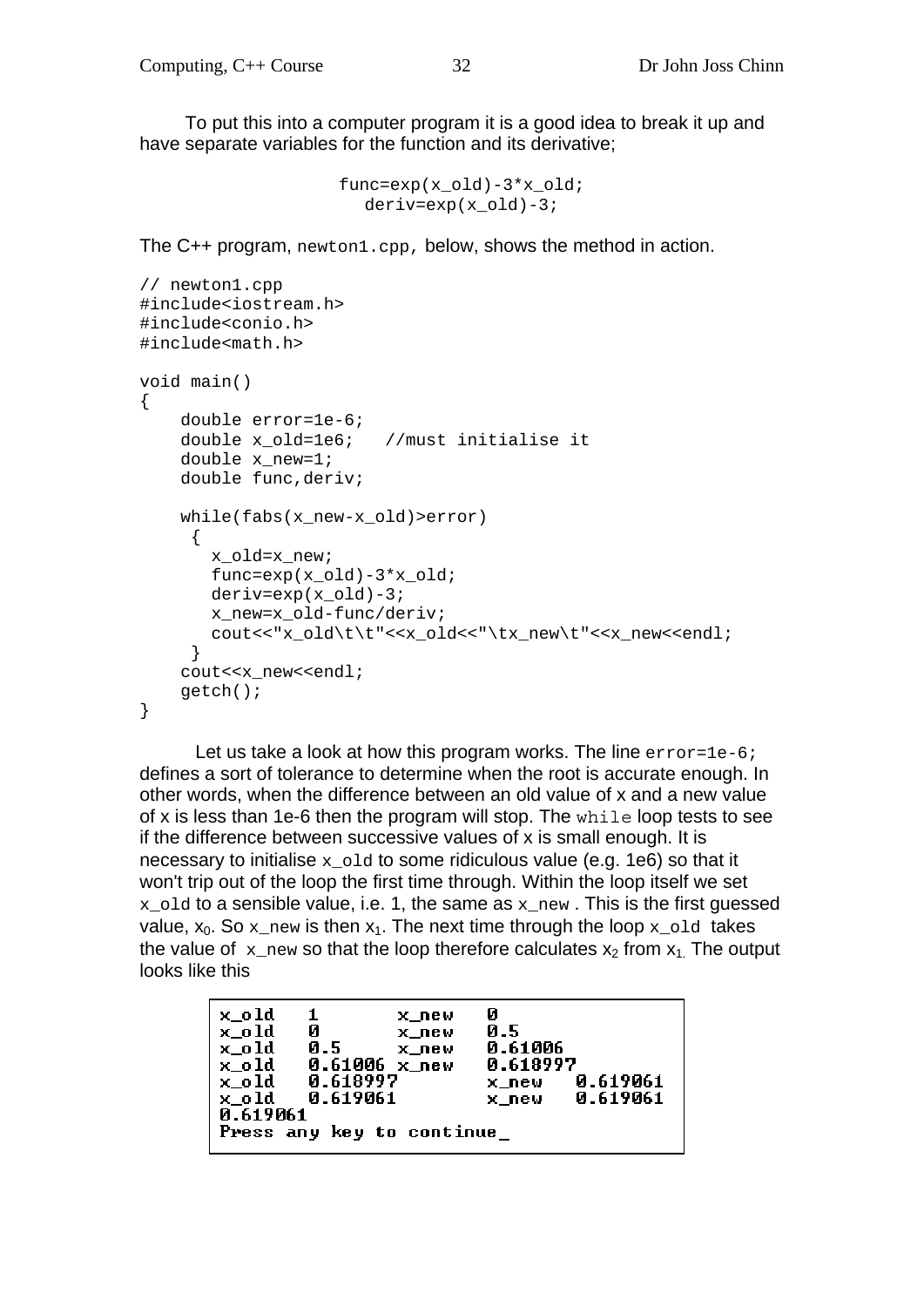To put this into a computer program it is a good idea to break it up and have separate variables for the function and its derivative;

```
func=exp(x_old)-3*x_old;
   deriv=exp(x_old)-3;
```

The C++ program, `newton1.cpp`, below, shows the method in action.

```
// newton1.cpp
#include<iostream.h>
#include<conio.h>
#include<math.h>

void main()
{
    double error=1e-6;
    double x_old=1e6;   //must initialise it
    double x_new=1;
    double func,deriv;

    while(fabs(x_new-x_old)>error)
     {
       x_old=x_new;
       func=exp(x_old)-3*x_old;
       deriv=exp(x_old)-3;
       x_new=x_old-func/deriv;
       cout<<"x_old\t\t"<<x_old<<"\tx_new\t"<<x_new<<endl;
     }
    cout<<x_new<<endl;
    getch();
}
```

Let us take a look at how this program works. The line `error=1e-6;` defines a sort of tolerance to determine when the root is accurate enough. In other words, when the difference between an old value of x and a new value of x is less than 1e-6 then the program will stop. The `while` loop tests to see if the difference between successive values of x is small enough. It is necessary to initialise `x_old` to some ridiculous value (e.g. 1e6) so that it won't trip out of the loop the first time through. Within the loop itself we set `x_old` to a sensible value, i.e. 1, the same as `x_new`. This is the first guessed value, $x_0$. So `x_new` is then $x_1$. The next time through the loop `x_old` takes the value of `x_new` so that the loop therefore calculates $x_2$ from $x_1$. The output looks like this

```
x_old   1        x_new   0
x_old   0        x_new   0.5
x_old   0.5      x_new   0.61006
x_old   0.61006  x_new   0.618997
x_old   0.618997         x_new   0.619061
x_old   0.619061         x_new   0.619061
0.619061
Press any key to continue_
```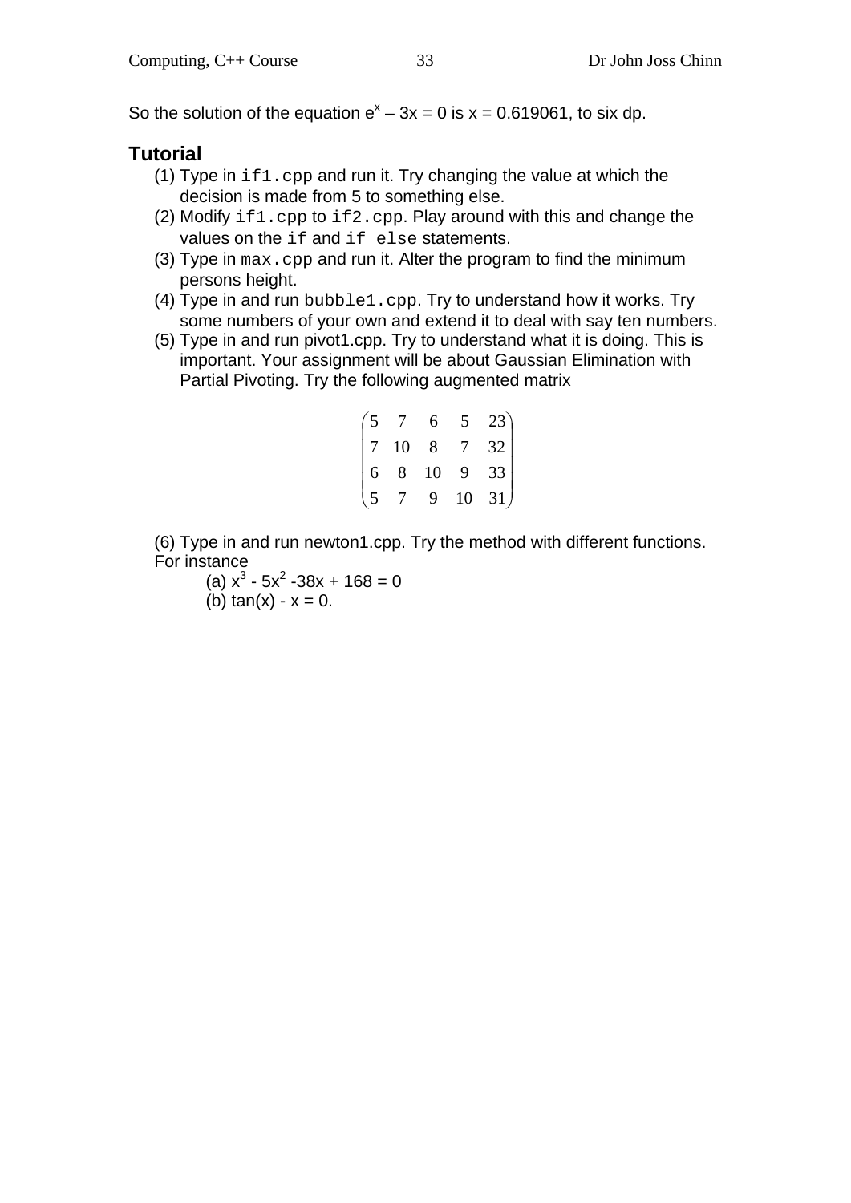So the solution of the equation $e^x - 3x = 0$ is $x = 0.619061$, to six dp.

## Tutorial

(1) Type in `if1.cpp` and run it. Try changing the value at which the decision is made from 5 to something else.

(2) Modify `if1.cpp` to `if2.cpp`. Play around with this and change the values on the `if` and `if else` statements.

(3) Type in `max.cpp` and run it. Alter the program to find the minimum persons height.

(4) Type in and run `bubble1.cpp`. Try to understand how it works. Try some numbers of your own and extend it to deal with say ten numbers.

(5) Type in and run pivot1.cpp. Try to understand what it is doing. This is important. Your assignment will be about Gaussian Elimination with Partial Pivoting. Try the following augmented matrix

$$\begin{pmatrix} 5 & 7 & 6 & 5 & 23 \\ 7 & 10 & 8 & 7 & 32 \\ 6 & 8 & 10 & 9 & 33 \\ 5 & 7 & 9 & 10 & 31 \end{pmatrix}$$

(6) Type in and run newton1.cpp. Try the method with different functions. For instance

(a) $x^3 - 5x^2 - 38x + 168 = 0$

(b) $\tan(x) - x = 0$.